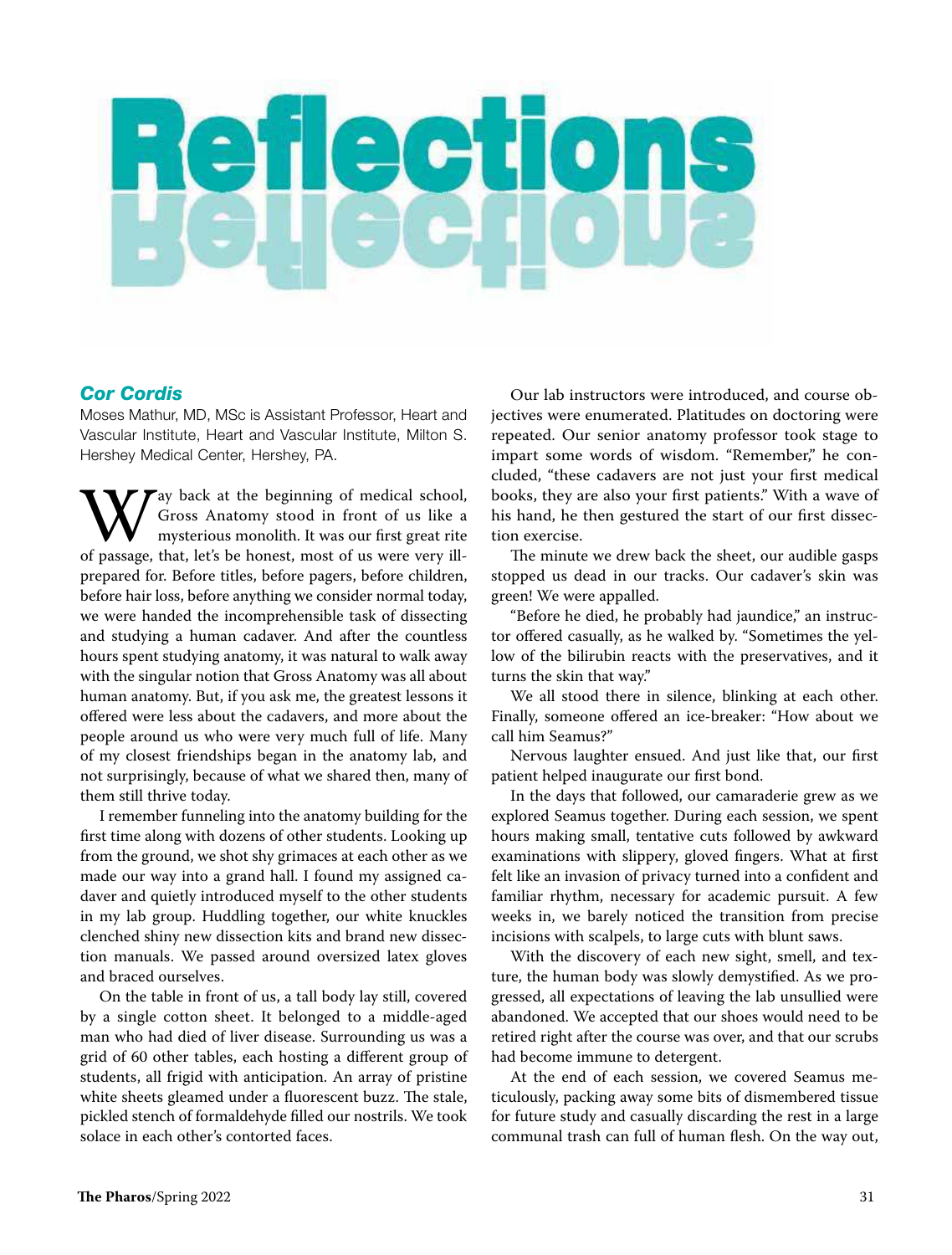# Reflections

## Cor Cordis

Moses Mathur, MD, MSc is Assistant Professor, Heart and Vascular Institute, Heart and Vascular Institute, Milton S. Hershey Medical Center, Hershey, PA.

Way back at the beginning of medical school, Gross Anatomy stood in front of us like a mysterious monolith. It was our first great rite of passage, that, let's be honest, most of us were very ill-prepared for. Before titles, before pagers, before children, before hair loss, before anything we consider normal today, we were handed the incomprehensible task of dissecting and studying a human cadaver. And after the countless hours spent studying anatomy, it was natural to walk away with the singular notion that Gross Anatomy was all about human anatomy. But, if you ask me, the greatest lessons it offered were less about the cadavers, and more about the people around us who were very much full of life. Many of my closest friendships began in the anatomy lab, and not surprisingly, because of what we shared then, many of them still thrive today.

I remember funneling into the anatomy building for the first time along with dozens of other students. Looking up from the ground, we shot shy grimaces at each other as we made our way into a grand hall. I found my assigned cadaver and quietly introduced myself to the other students in my lab group. Huddling together, our white knuckles clenched shiny new dissection kits and brand new dissection manuals. We passed around oversized latex gloves and braced ourselves.

On the table in front of us, a tall body lay still, covered by a single cotton sheet. It belonged to a middle-aged man who had died of liver disease. Surrounding us was a grid of 60 other tables, each hosting a different group of students, all frigid with anticipation. An array of pristine white sheets gleamed under a fluorescent buzz. The stale, pickled stench of formaldehyde filled our nostrils. We took solace in each other's contorted faces.

Our lab instructors were introduced, and course objectives were enumerated. Platitudes on doctoring were repeated. Our senior anatomy professor took stage to impart some words of wisdom. "Remember," he concluded, "these cadavers are not just your first medical books, they are also your first patients." With a wave of his hand, he then gestured the start of our first dissection exercise.

The minute we drew back the sheet, our audible gasps stopped us dead in our tracks. Our cadaver's skin was green! We were appalled.

"Before he died, he probably had jaundice," an instructor offered casually, as he walked by. "Sometimes the yellow of the bilirubin reacts with the preservatives, and it turns the skin that way."

We all stood there in silence, blinking at each other. Finally, someone offered an ice-breaker: "How about we call him Seamus?"

Nervous laughter ensued. And just like that, our first patient helped inaugurate our first bond.

In the days that followed, our camaraderie grew as we explored Seamus together. During each session, we spent hours making small, tentative cuts followed by awkward examinations with slippery, gloved fingers. What at first felt like an invasion of privacy turned into a confident and familiar rhythm, necessary for academic pursuit. A few weeks in, we barely noticed the transition from precise incisions with scalpels, to large cuts with blunt saws.

With the discovery of each new sight, smell, and texture, the human body was slowly demystified. As we progressed, all expectations of leaving the lab unsullied were abandoned. We accepted that our shoes would need to be retired right after the course was over, and that our scrubs had become immune to detergent.

At the end of each session, we covered Seamus meticulously, packing away some bits of dismembered tissue for future study and casually discarding the rest in a large communal trash can full of human flesh. On the way out,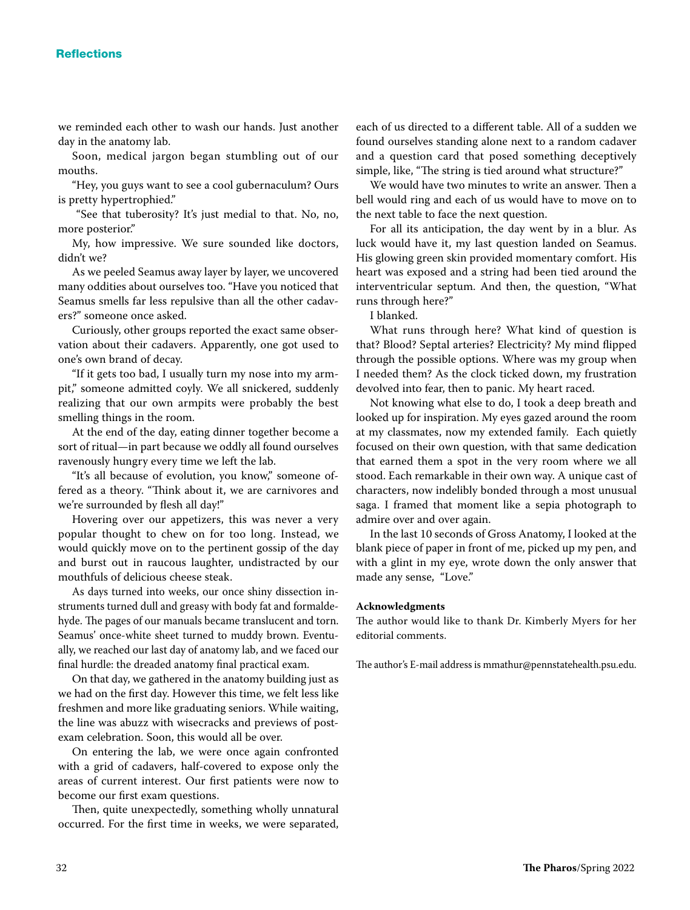we reminded each other to wash our hands. Just another day in the anatomy lab.

Soon, medical jargon began stumbling out of our mouths.

"Hey, you guys want to see a cool gubernaculum? Ours is pretty hypertrophied."

"See that tuberosity? It's just medial to that. No, no, more posterior."

My, how impressive. We sure sounded like doctors, didn't we?

As we peeled Seamus away layer by layer, we uncovered many oddities about ourselves too. "Have you noticed that Seamus smells far less repulsive than all the other cadavers?" someone once asked.

Curiously, other groups reported the exact same observation about their cadavers. Apparently, one got used to one's own brand of decay.

"If it gets too bad, I usually turn my nose into my armpit," someone admitted coyly. We all snickered, suddenly realizing that our own armpits were probably the best smelling things in the room.

At the end of the day, eating dinner together become a sort of ritual—in part because we oddly all found ourselves ravenously hungry every time we left the lab.

"It's all because of evolution, you know," someone offered as a theory. "Think about it, we are carnivores and we're surrounded by flesh all day!"

Hovering over our appetizers, this was never a very popular thought to chew on for too long. Instead, we would quickly move on to the pertinent gossip of the day and burst out in raucous laughter, undistracted by our mouthfuls of delicious cheese steak.

As days turned into weeks, our once shiny dissection instruments turned dull and greasy with body fat and formaldehyde. The pages of our manuals became translucent and torn. Seamus' once-white sheet turned to muddy brown. Eventually, we reached our last day of anatomy lab, and we faced our final hurdle: the dreaded anatomy final practical exam.

On that day, we gathered in the anatomy building just as we had on the first day. However this time, we felt less like freshmen and more like graduating seniors. While waiting, the line was abuzz with wisecracks and previews of post-exam celebration. Soon, this would all be over.

On entering the lab, we were once again confronted with a grid of cadavers, half-covered to expose only the areas of current interest. Our first patients were now to become our first exam questions.

Then, quite unexpectedly, something wholly unnatural occurred. For the first time in weeks, we were separated, each of us directed to a different table. All of a sudden we found ourselves standing alone next to a random cadaver and a question card that posed something deceptively simple, like, "The string is tied around what structure?"

We would have two minutes to write an answer. Then a bell would ring and each of us would have to move on to the next table to face the next question.

For all its anticipation, the day went by in a blur. As luck would have it, my last question landed on Seamus. His glowing green skin provided momentary comfort. His heart was exposed and a string had been tied around the interventricular septum. And then, the question, "What runs through here?"

I blanked.

What runs through here? What kind of question is that? Blood? Septal arteries? Electricity? My mind flipped through the possible options. Where was my group when I needed them? As the clock ticked down, my frustration devolved into fear, then to panic. My heart raced.

Not knowing what else to do, I took a deep breath and looked up for inspiration. My eyes gazed around the room at my classmates, now my extended family. Each quietly focused on their own question, with that same dedication that earned them a spot in the very room where we all stood. Each remarkable in their own way. A unique cast of characters, now indelibly bonded through a most unusual saga. I framed that moment like a sepia photograph to admire over and over again.

In the last 10 seconds of Gross Anatomy, I looked at the blank piece of paper in front of me, picked up my pen, and with a glint in my eye, wrote down the only answer that made any sense, "Love."

**Acknowledgments**

The author would like to thank Dr. Kimberly Myers for her editorial comments.

The author's E-mail address is mmathur@pennstatehealth.psu.edu.